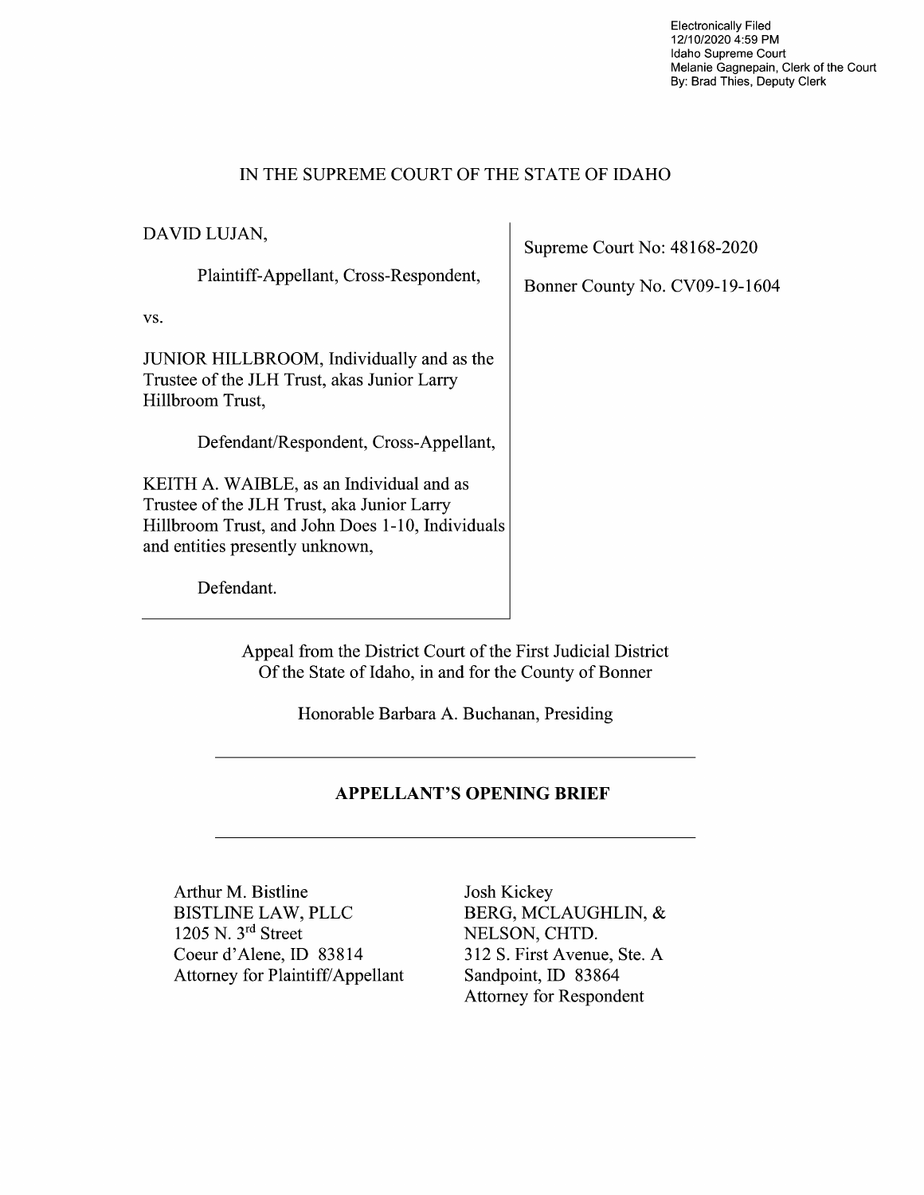Electronically Filed
12/10/2020 4:59 PM
Idaho Supreme Court
Melanie Gagnepain, Clerk of the Court
By: Brad Thies, Deputy Clerk

IN THE SUPREME COURT OF THE STATE OF IDAHO

| | |
|---|---|
| DAVID LUJAN,<br><br>Plaintiff-Appellant, Cross-Respondent,<br><br>vs.<br><br>JUNIOR HILLBROOM, Individually and as the Trustee of the JLH Trust, akas Junior Larry Hillbroom Trust,<br><br>Defendant/Respondent, Cross-Appellant,<br><br>KEITH A. WAIBLE, as an Individual and as Trustee of the JLH Trust, aka Junior Larry Hillbroom Trust, and John Does 1-10, Individuals and entities presently unknown,<br><br>Defendant. | Supreme Court No: 48168-2020<br><br>Bonner County No. CV09-19-1604 |

Appeal from the District Court of the First Judicial District
Of the State of Idaho, in and for the County of Bonner

Honorable Barbara A. Buchanan, Presiding

---

**APPELLANT'S OPENING BRIEF**

---

| | |
|---|---|
| Arthur M. Bistline<br>BISTLINE LAW, PLLC<br>1205 N. 3rd Street<br>Coeur d'Alene, ID 83814<br>Attorney for Plaintiff/Appellant | Josh Kickey<br>BERG, MCLAUGHLIN, &<br>NELSON, CHTD.<br>312 S. First Avenue, Ste. A<br>Sandpoint, ID 83864<br>Attorney for Respondent |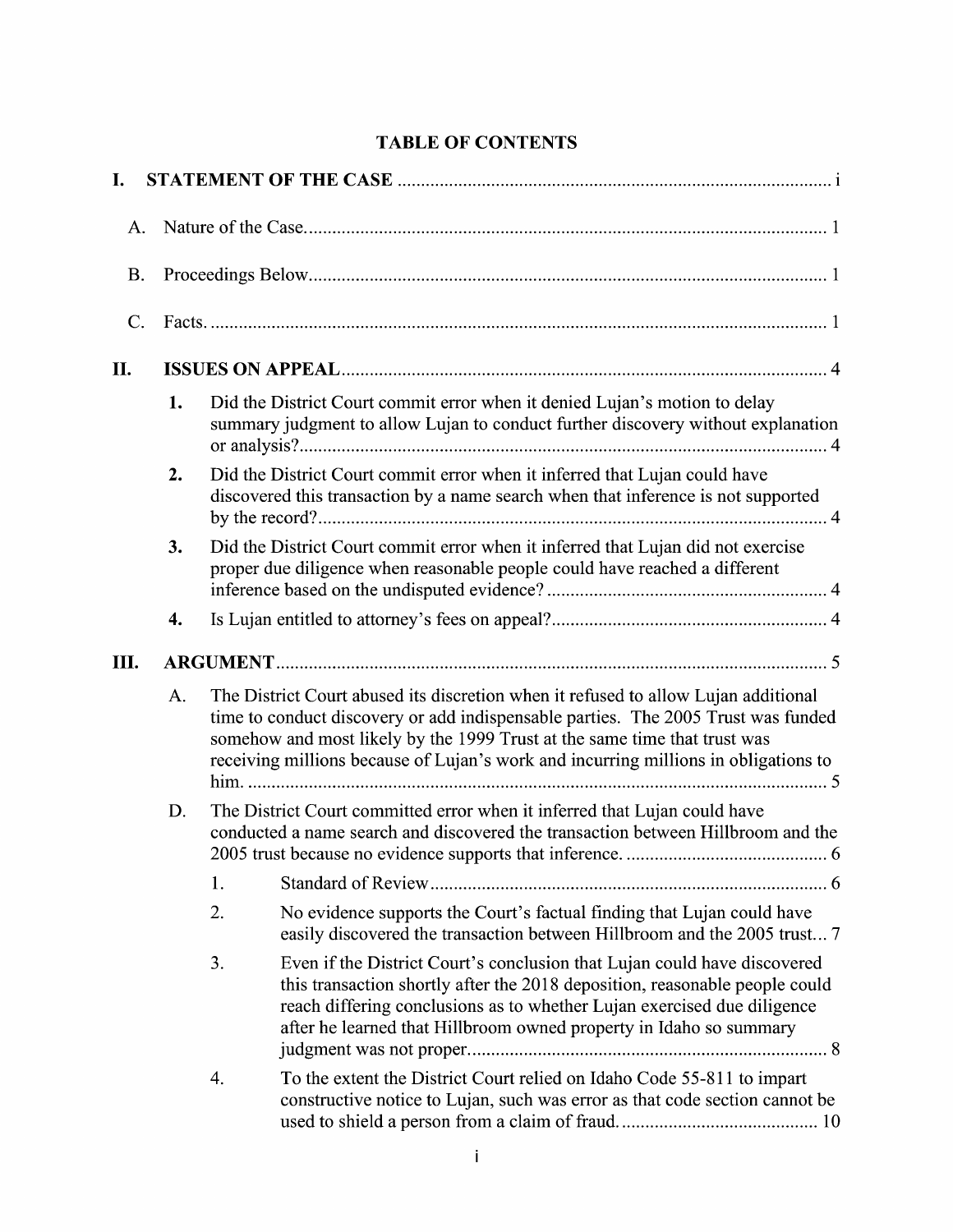# TABLE OF CONTENTS

**I. STATEMENT OF THE CASE** ..... i

A. Nature of the Case ..... 1

B. Proceedings Below ..... 1

C. Facts ..... 1

**II. ISSUES ON APPEAL** ..... 4

**1.** Did the District Court commit error when it denied Lujan's motion to delay summary judgment to allow Lujan to conduct further discovery without explanation or analysis? ..... 4

**2.** Did the District Court commit error when it inferred that Lujan could have discovered this transaction by a name search when that inference is not supported by the record? ..... 4

**3.** Did the District Court commit error when it inferred that Lujan did not exercise proper due diligence when reasonable people could have reached a different inference based on the undisputed evidence? ..... 4

**4.** Is Lujan entitled to attorney's fees on appeal? ..... 4

**III. ARGUMENT** ..... 5

A. The District Court abused its discretion when it refused to allow Lujan additional time to conduct discovery or add indispensable parties. The 2005 Trust was funded somehow and most likely by the 1999 Trust at the same time that trust was receiving millions because of Lujan's work and incurring millions in obligations to him. ..... 5

D. The District Court committed error when it inferred that Lujan could have conducted a name search and discovered the transaction between Hillbroom and the 2005 trust because no evidence supports that inference. ..... 6

1. Standard of Review ..... 6

2. No evidence supports the Court's factual finding that Lujan could have easily discovered the transaction between Hillbroom and the 2005 trust ... 7

3. Even if the District Court's conclusion that Lujan could have discovered this transaction shortly after the 2018 deposition, reasonable people could reach differing conclusions as to whether Lujan exercised due diligence after he learned that Hillbroom owned property in Idaho so summary judgment was not proper ..... 8

4. To the extent the District Court relied on Idaho Code 55-811 to impart constructive notice to Lujan, such was error as that code section cannot be used to shield a person from a claim of fraud ..... 10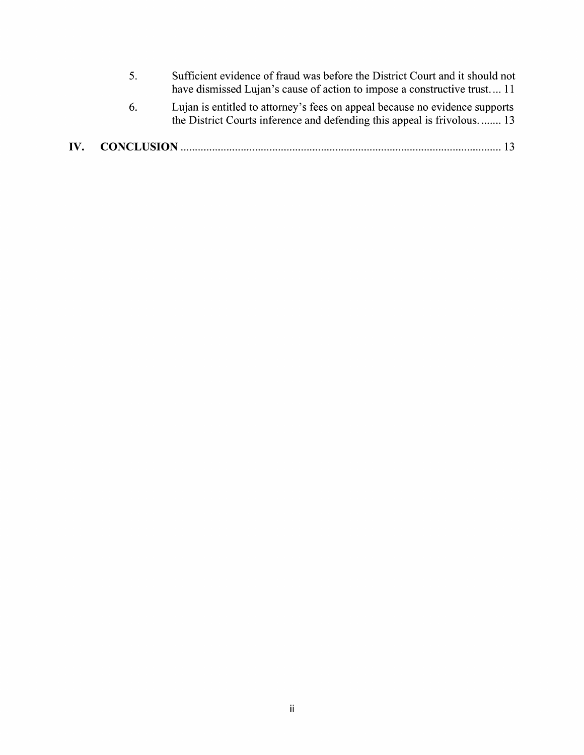5. Sufficient evidence of fraud was before the District Court and it should not have dismissed Lujan's cause of action to impose a constructive trust.... 11

6. Lujan is entitled to attorney's fees on appeal because no evidence supports the District Courts inference and defending this appeal is frivolous. ....... 13

**IV. CONCLUSION** ............................................................................................................ 13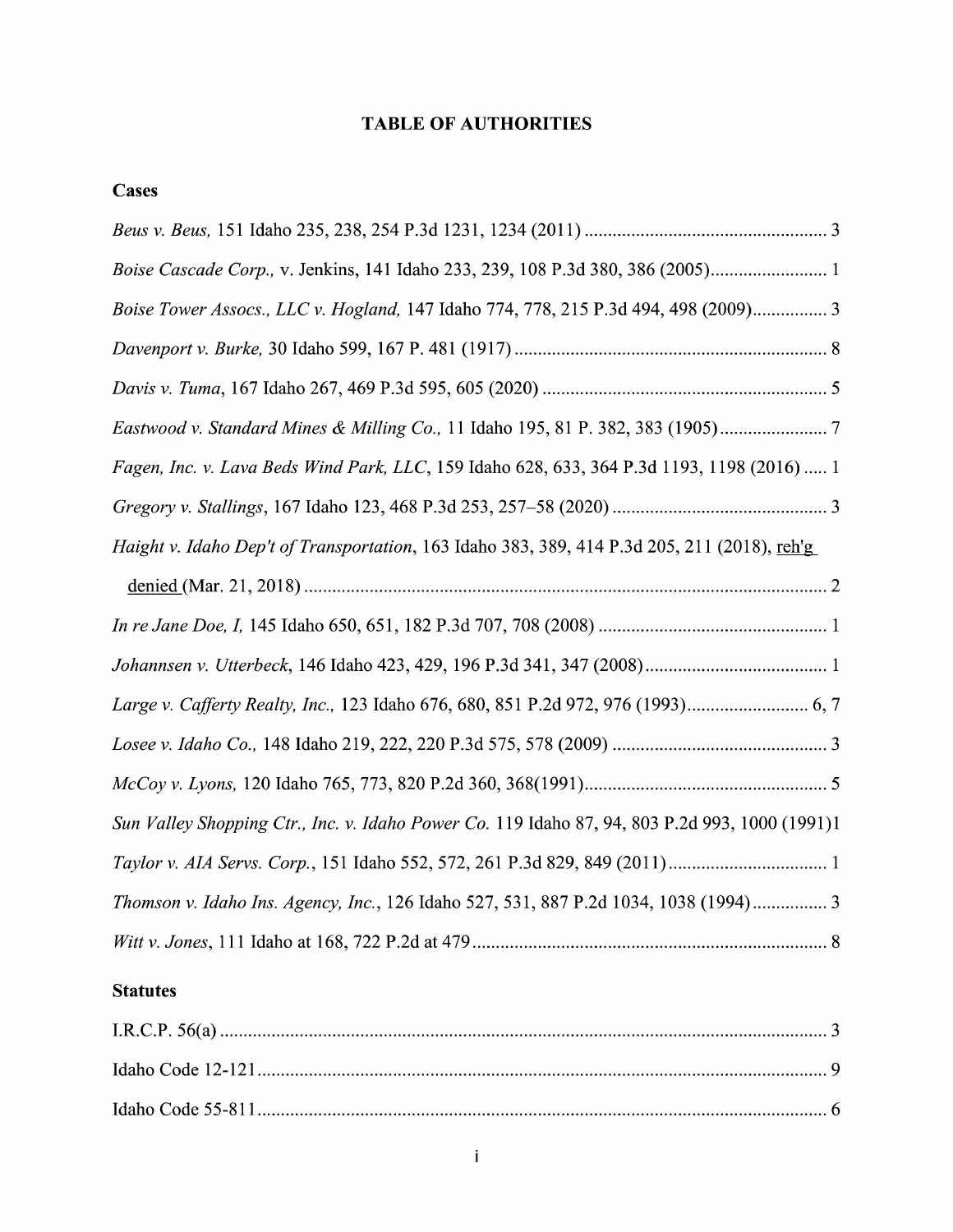# TABLE OF AUTHORITIES

## Cases

*Beus v. Beus,* 151 Idaho 235, 238, 254 P.3d 1231, 1234 (2011) .................................................... 3

*Boise Cascade Corp.,* v. Jenkins, 141 Idaho 233, 239, 108 P.3d 380, 386 (2005)......................... 1

*Boise Tower Assocs., LLC v. Hogland,* 147 Idaho 774, 778, 215 P.3d 494, 498 (2009)................ 3

*Davenport v. Burke,* 30 Idaho 599, 167 P. 481 (1917) ................................................................... 8

*Davis v. Tuma*, 167 Idaho 267, 469 P.3d 595, 605 (2020) ............................................................ 5

*Eastwood v. Standard Mines & Milling Co.,* 11 Idaho 195, 81 P. 382, 383 (1905) ....................... 7

*Fagen, Inc. v. Lava Beds Wind Park, LLC*, 159 Idaho 628, 633, 364 P.3d 1193, 1198 (2016) ..... 1

*Gregory v. Stallings*, 167 Idaho 123, 468 P.3d 253, 257–58 (2020) ............................................. 3

*Haight v. Idaho Dep't of Transportation*, 163 Idaho 383, 389, 414 P.3d 205, 211 (2018), reh'g denied (Mar. 21, 2018) ................................................................................................................ 2

*In re Jane Doe, I,* 145 Idaho 650, 651, 182 P.3d 707, 708 (2008) ................................................ 1

*Johannsen v. Utterbeck*, 146 Idaho 423, 429, 196 P.3d 341, 347 (2008)....................................... 1

*Large v. Cafferty Realty, Inc.,* 123 Idaho 676, 680, 851 P.2d 972, 976 (1993).......................... 6, 7

*Losee v. Idaho Co.,* 148 Idaho 219, 222, 220 P.3d 575, 578 (2009) ............................................. 3

*McCoy v. Lyons,* 120 Idaho 765, 773, 820 P.2d 360, 368(1991).................................................... 5

*Sun Valley Shopping Ctr., Inc. v. Idaho Power Co.* 119 Idaho 87, 94, 803 P.2d 993, 1000 (1991)1

*Taylor v. AIA Servs. Corp.*, 151 Idaho 552, 572, 261 P.3d 829, 849 (2011) .................................. 1

*Thomson v. Idaho Ins. Agency, Inc.*, 126 Idaho 527, 531, 887 P.2d 1034, 1038 (1994) ................ 3

*Witt v. Jones*, 111 Idaho at 168, 722 P.2d at 479 ........................................................................... 8

## Statutes

I.R.C.P. 56(a) .................................................................................................................................. 3

Idaho Code 12-121.......................................................................................................................... 9

Idaho Code 55-811.......................................................................................................................... 6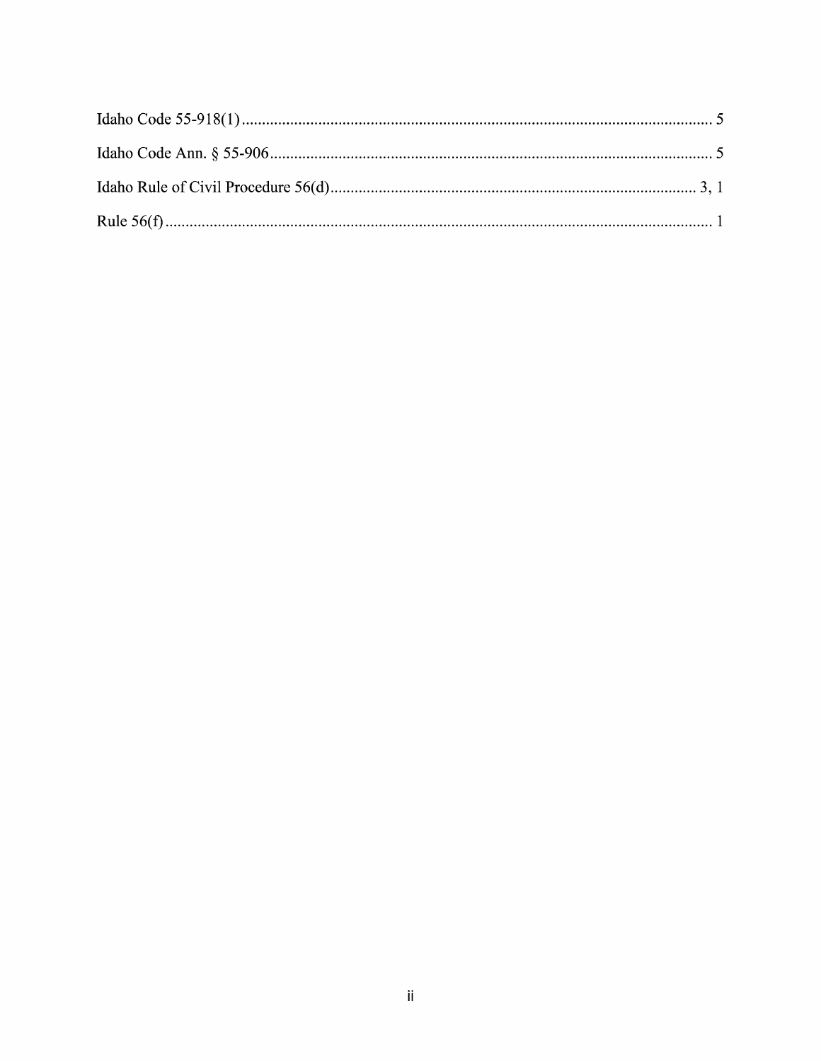Idaho Code 55-918(1) .................................................................................................................... 5

Idaho Code Ann. § 55-906 .............................................................................................................. 5

Idaho Rule of Civil Procedure 56(d) .......................................................................................... 3, 1

Rule 56(f) ......................................................................................................................................... 1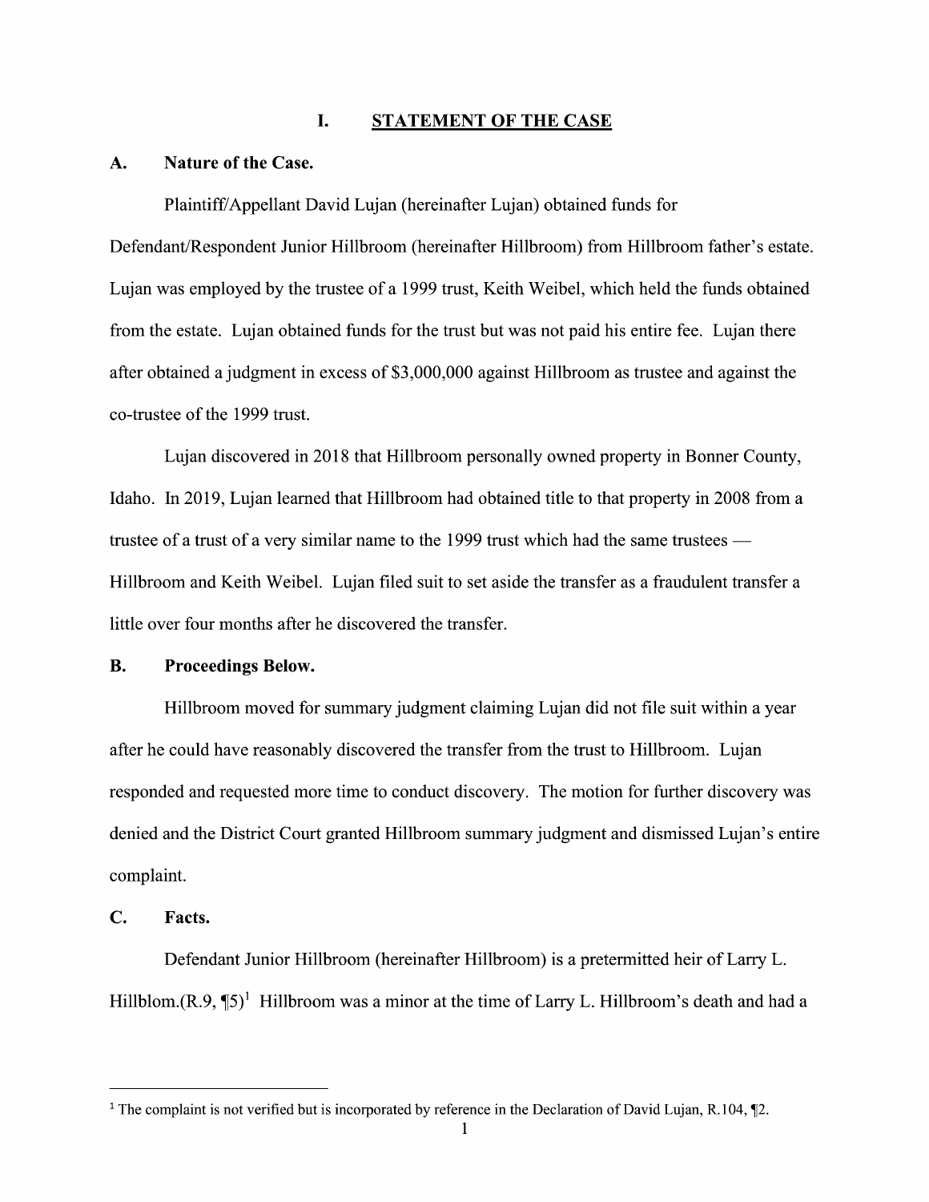## I. STATEMENT OF THE CASE

### A. Nature of the Case.

Plaintiff/Appellant David Lujan (hereinafter Lujan) obtained funds for Defendant/Respondent Junior Hillbroom (hereinafter Hillbroom) from Hillbroom father's estate. Lujan was employed by the trustee of a 1999 trust, Keith Weibel, which held the funds obtained from the estate. Lujan obtained funds for the trust but was not paid his entire fee. Lujan there after obtained a judgment in excess of $3,000,000 against Hillbroom as trustee and against the co-trustee of the 1999 trust.

Lujan discovered in 2018 that Hillbroom personally owned property in Bonner County, Idaho. In 2019, Lujan learned that Hillbroom had obtained title to that property in 2008 from a trustee of a trust of a very similar name to the 1999 trust which had the same trustees — Hillbroom and Keith Weibel. Lujan filed suit to set aside the transfer as a fraudulent transfer a little over four months after he discovered the transfer.

### B. Proceedings Below.

Hillbroom moved for summary judgment claiming Lujan did not file suit within a year after he could have reasonably discovered the transfer from the trust to Hillbroom. Lujan responded and requested more time to conduct discovery. The motion for further discovery was denied and the District Court granted Hillbroom summary judgment and dismissed Lujan's entire complaint.

### C. Facts.

Defendant Junior Hillbroom (hereinafter Hillbroom) is a pretermitted heir of Larry L. Hillblom.(R.9, ¶5)[1] Hillbroom was a minor at the time of Larry L. Hillbroom's death and had a

[1] The complaint is not verified but is incorporated by reference in the Declaration of David Lujan, R.104, ¶2.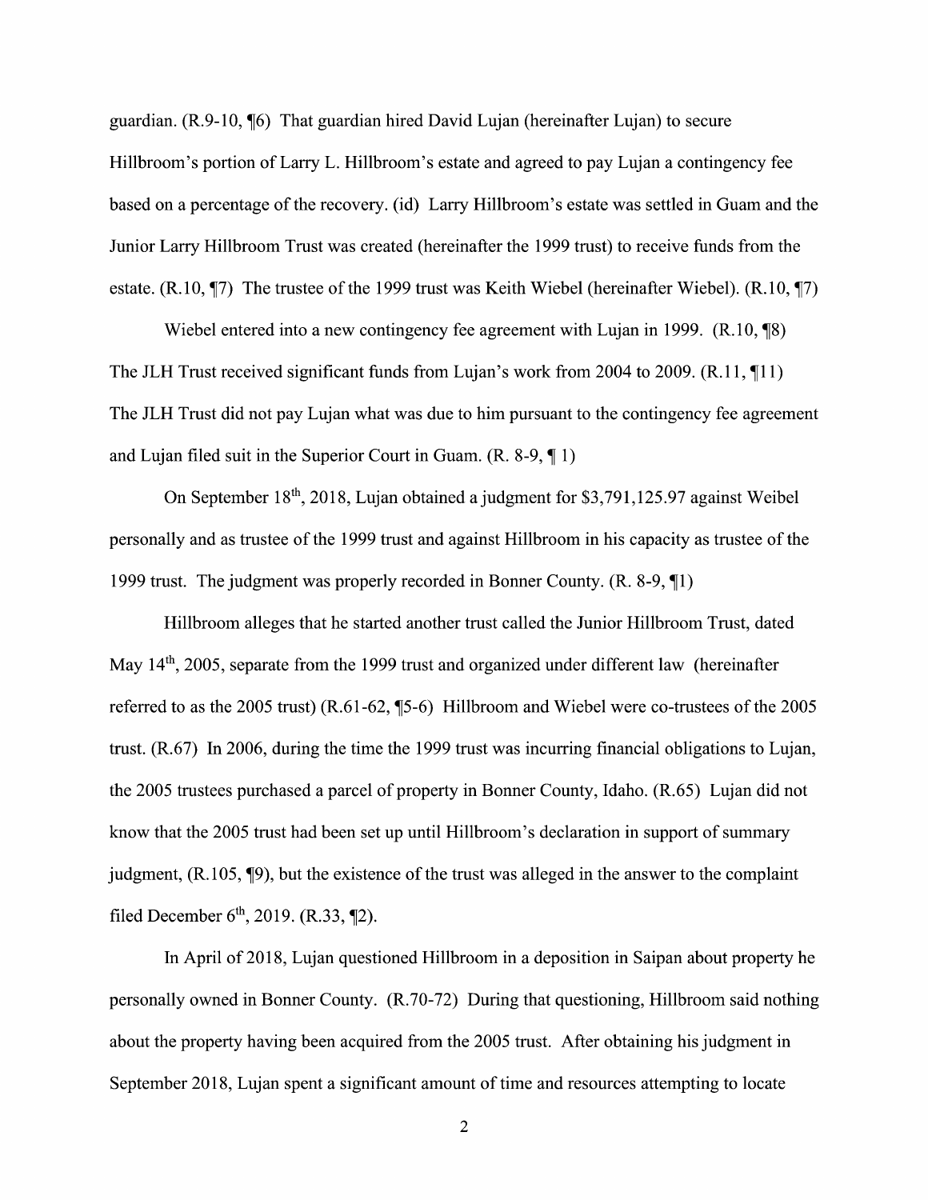guardian. (R.9-10, ¶6) That guardian hired David Lujan (hereinafter Lujan) to secure Hillbroom's portion of Larry L. Hillbroom's estate and agreed to pay Lujan a contingency fee based on a percentage of the recovery. (id) Larry Hillbroom's estate was settled in Guam and the Junior Larry Hillbroom Trust was created (hereinafter the 1999 trust) to receive funds from the estate. (R.10, ¶7) The trustee of the 1999 trust was Keith Wiebel (hereinafter Wiebel). (R.10, ¶7)

Wiebel entered into a new contingency fee agreement with Lujan in 1999. (R.10, ¶8) The JLH Trust received significant funds from Lujan's work from 2004 to 2009. (R.11, ¶11) The JLH Trust did not pay Lujan what was due to him pursuant to the contingency fee agreement and Lujan filed suit in the Superior Court in Guam. (R. 8-9, ¶ 1)

On September 18th, 2018, Lujan obtained a judgment for $3,791,125.97 against Weibel personally and as trustee of the 1999 trust and against Hillbroom in his capacity as trustee of the 1999 trust. The judgment was properly recorded in Bonner County. (R. 8-9, ¶1)

Hillbroom alleges that he started another trust called the Junior Hillbroom Trust, dated May 14th, 2005, separate from the 1999 trust and organized under different law (hereinafter referred to as the 2005 trust) (R.61-62, ¶5-6) Hillbroom and Wiebel were co-trustees of the 2005 trust. (R.67) In 2006, during the time the 1999 trust was incurring financial obligations to Lujan, the 2005 trustees purchased a parcel of property in Bonner County, Idaho. (R.65) Lujan did not know that the 2005 trust had been set up until Hillbroom's declaration in support of summary judgment, (R.105, ¶9), but the existence of the trust was alleged in the answer to the complaint filed December 6th, 2019. (R.33, ¶2).

In April of 2018, Lujan questioned Hillbroom in a deposition in Saipan about property he personally owned in Bonner County. (R.70-72) During that questioning, Hillbroom said nothing about the property having been acquired from the 2005 trust. After obtaining his judgment in September 2018, Lujan spent a significant amount of time and resources attempting to locate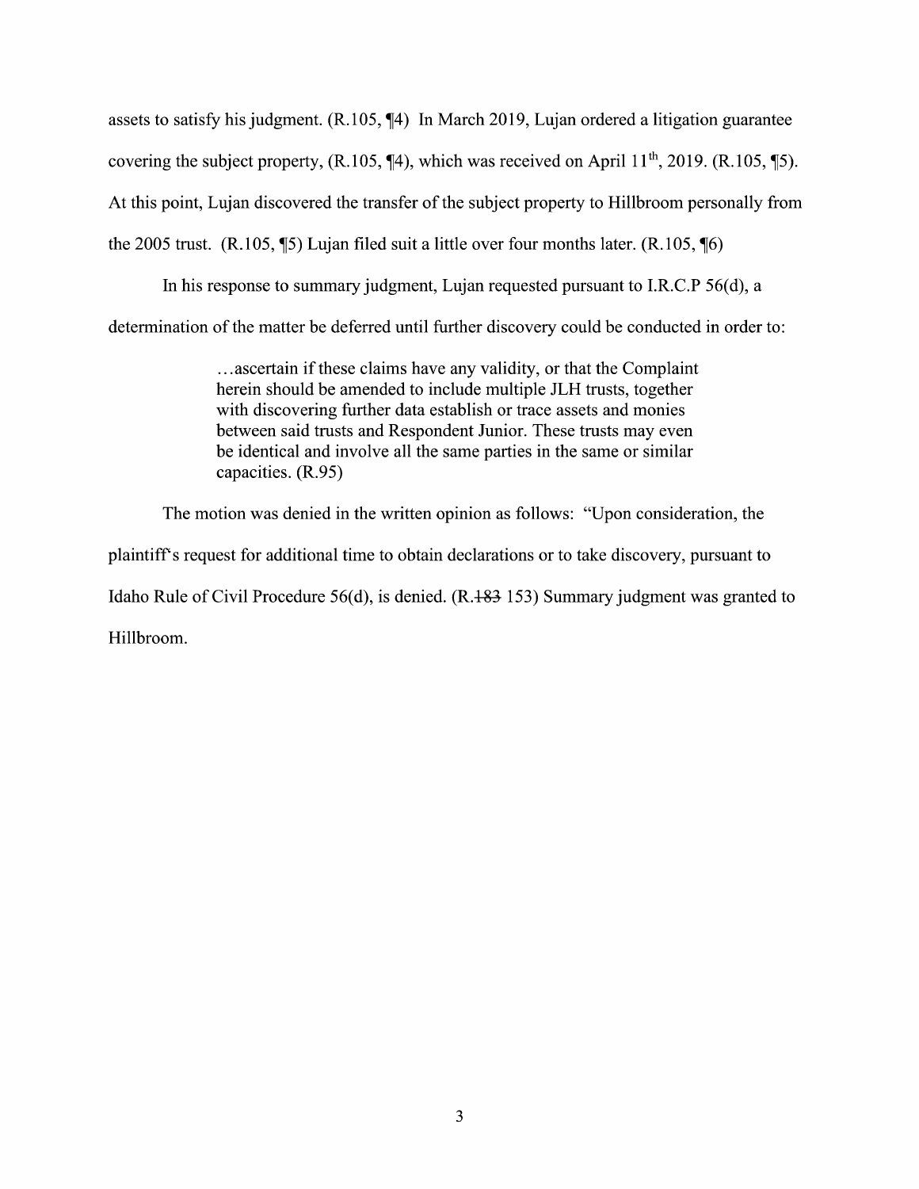assets to satisfy his judgment. (R.105, ¶4) In March 2019, Lujan ordered a litigation guarantee covering the subject property, (R.105, ¶4), which was received on April 11th, 2019. (R.105, ¶5). At this point, Lujan discovered the transfer of the subject property to Hillbroom personally from the 2005 trust. (R.105, ¶5) Lujan filed suit a little over four months later. (R.105, ¶6)

In his response to summary judgment, Lujan requested pursuant to I.R.C.P 56(d), a determination of the matter be deferred until further discovery could be conducted in order to:

> …ascertain if these claims have any validity, or that the Complaint herein should be amended to include multiple JLH trusts, together with discovering further data establish or trace assets and monies between said trusts and Respondent Junior. These trusts may even be identical and involve all the same parties in the same or similar capacities. (R.95)

The motion was denied in the written opinion as follows: "Upon consideration, the plaintiff's request for additional time to obtain declarations or to take discovery, pursuant to Idaho Rule of Civil Procedure 56(d), is denied. (R.~~183~~ 153) Summary judgment was granted to Hillbroom.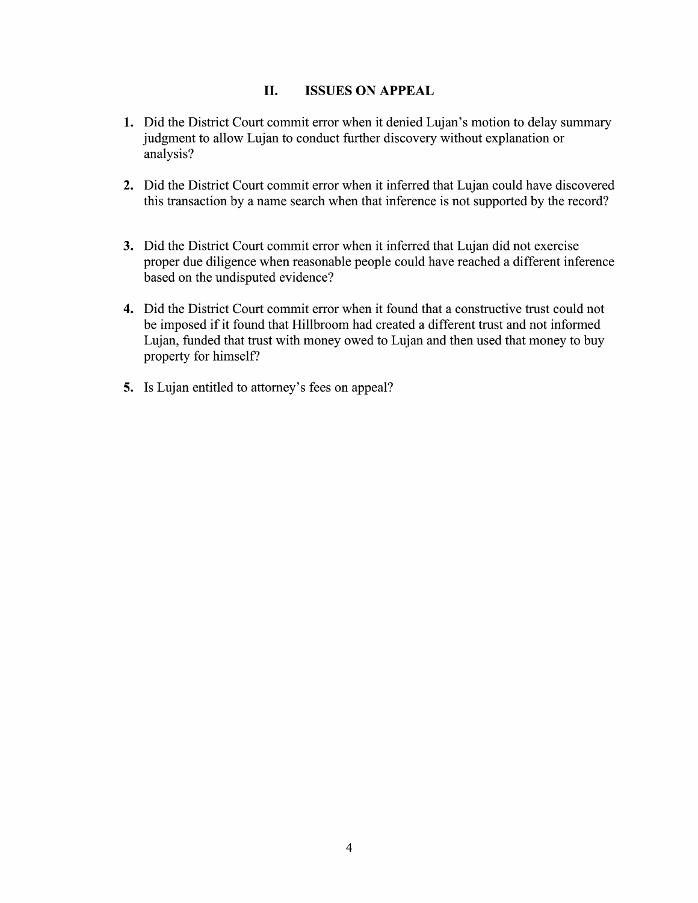## II. ISSUES ON APPEAL

1. Did the District Court commit error when it denied Lujan's motion to delay summary judgment to allow Lujan to conduct further discovery without explanation or analysis?

2. Did the District Court commit error when it inferred that Lujan could have discovered this transaction by a name search when that inference is not supported by the record?

3. Did the District Court commit error when it inferred that Lujan did not exercise proper due diligence when reasonable people could have reached a different inference based on the undisputed evidence?

4. Did the District Court commit error when it found that a constructive trust could not be imposed if it found that Hillbroom had created a different trust and not informed Lujan, funded that trust with money owed to Lujan and then used that money to buy property for himself?

5. Is Lujan entitled to attorney's fees on appeal?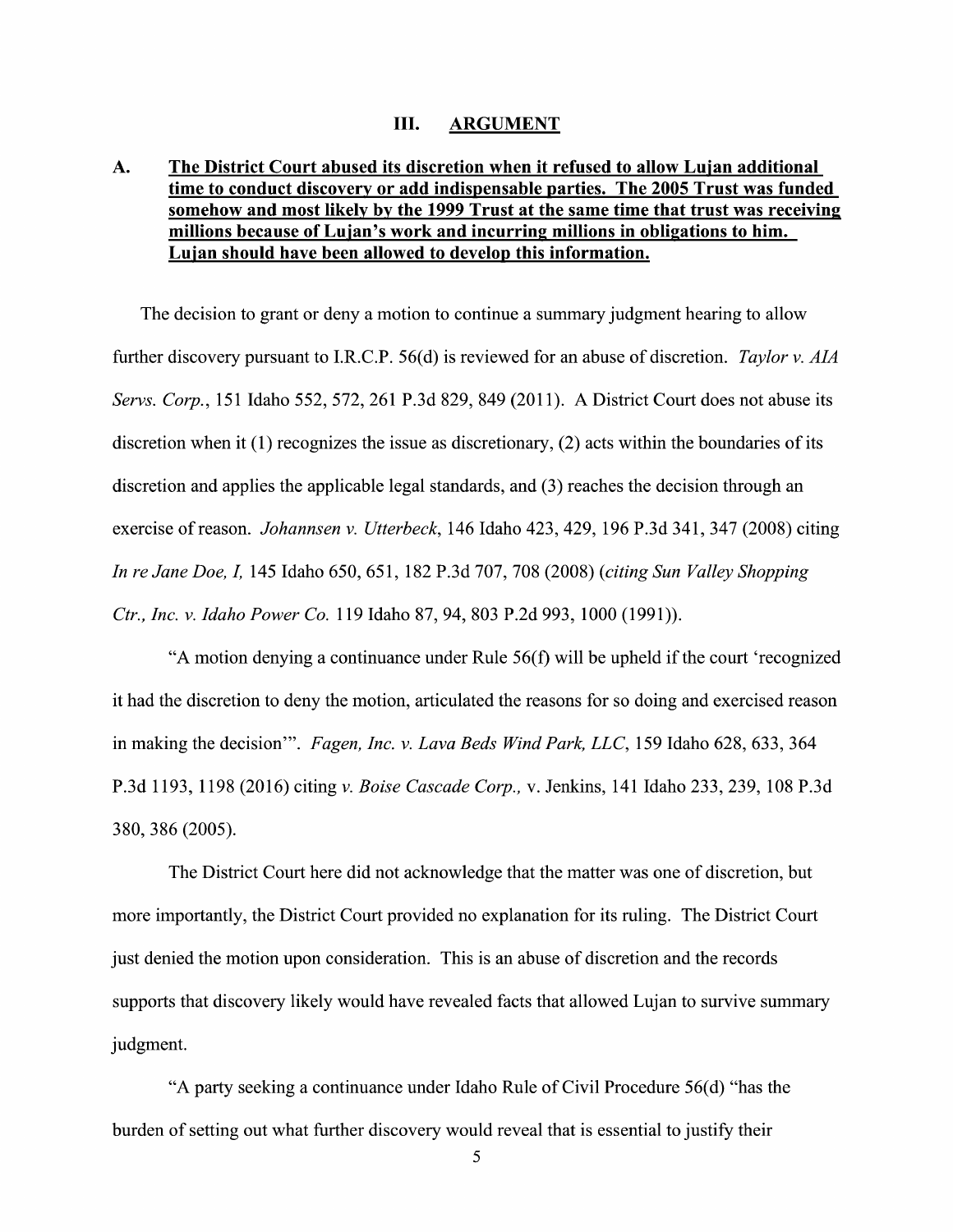## III. ARGUMENT

### A. **The District Court abused its discretion when it refused to allow Lujan additional time to conduct discovery or add indispensable parties. The 2005 Trust was funded somehow and most likely by the 1999 Trust at the same time that trust was receiving millions because of Lujan's work and incurring millions in obligations to him. Lujan should have been allowed to develop this information.**

The decision to grant or deny a motion to continue a summary judgment hearing to allow further discovery pursuant to I.R.C.P. 56(d) is reviewed for an abuse of discretion. *Taylor v. AIA Servs. Corp.*, 151 Idaho 552, 572, 261 P.3d 829, 849 (2011). A District Court does not abuse its discretion when it (1) recognizes the issue as discretionary, (2) acts within the boundaries of its discretion and applies the applicable legal standards, and (3) reaches the decision through an exercise of reason. *Johannsen v. Utterbeck*, 146 Idaho 423, 429, 196 P.3d 341, 347 (2008) citing *In re Jane Doe, I,* 145 Idaho 650, 651, 182 P.3d 707, 708 (2008) (*citing Sun Valley Shopping Ctr., Inc. v. Idaho Power Co.* 119 Idaho 87, 94, 803 P.2d 993, 1000 (1991)).

"A motion denying a continuance under Rule 56(f) will be upheld if the court 'recognized it had the discretion to deny the motion, articulated the reasons for so doing and exercised reason in making the decision'". *Fagen, Inc. v. Lava Beds Wind Park, LLC*, 159 Idaho 628, 633, 364 P.3d 1193, 1198 (2016) citing *v. Boise Cascade Corp.,* v. Jenkins, 141 Idaho 233, 239, 108 P.3d 380, 386 (2005).

The District Court here did not acknowledge that the matter was one of discretion, but more importantly, the District Court provided no explanation for its ruling. The District Court just denied the motion upon consideration. This is an abuse of discretion and the records supports that discovery likely would have revealed facts that allowed Lujan to survive summary judgment.

"A party seeking a continuance under Idaho Rule of Civil Procedure 56(d) "has the burden of setting out what further discovery would reveal that is essential to justify their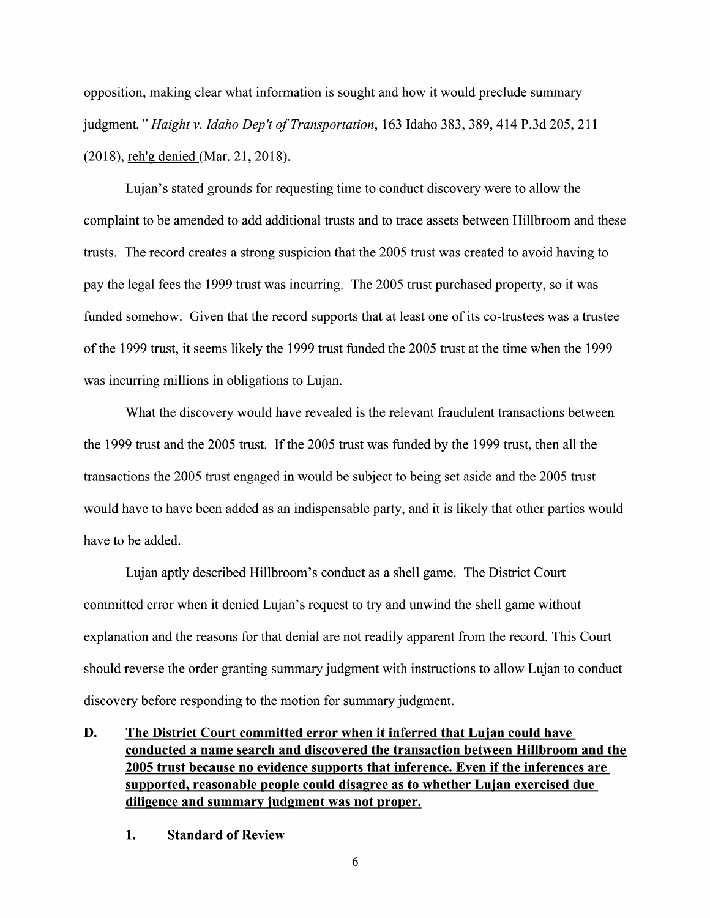opposition, making clear what information is sought and how it would preclude summary judgment." *Haight v. Idaho Dep't of Transportation*, 163 Idaho 383, 389, 414 P.3d 205, 211 (2018), reh'g denied (Mar. 21, 2018).

Lujan's stated grounds for requesting time to conduct discovery were to allow the complaint to be amended to add additional trusts and to trace assets between Hillbroom and these trusts. The record creates a strong suspicion that the 2005 trust was created to avoid having to pay the legal fees the 1999 trust was incurring. The 2005 trust purchased property, so it was funded somehow. Given that the record supports that at least one of its co-trustees was a trustee of the 1999 trust, it seems likely the 1999 trust funded the 2005 trust at the time when the 1999 was incurring millions in obligations to Lujan.

What the discovery would have revealed is the relevant fraudulent transactions between the 1999 trust and the 2005 trust. If the 2005 trust was funded by the 1999 trust, then all the transactions the 2005 trust engaged in would be subject to being set aside and the 2005 trust would have to have been added as an indispensable party, and it is likely that other parties would have to be added.

Lujan aptly described Hillbroom's conduct as a shell game. The District Court committed error when it denied Lujan's request to try and unwind the shell game without explanation and the reasons for that denial are not readily apparent from the record. This Court should reverse the order granting summary judgment with instructions to allow Lujan to conduct discovery before responding to the motion for summary judgment.

## D. The District Court committed error when it inferred that Lujan could have conducted a name search and discovered the transaction between Hillbroom and the 2005 trust because no evidence supports that inference. Even if the inferences are supported, reasonable people could disagree as to whether Lujan exercised due diligence and summary judgment was not proper.

### 1. Standard of Review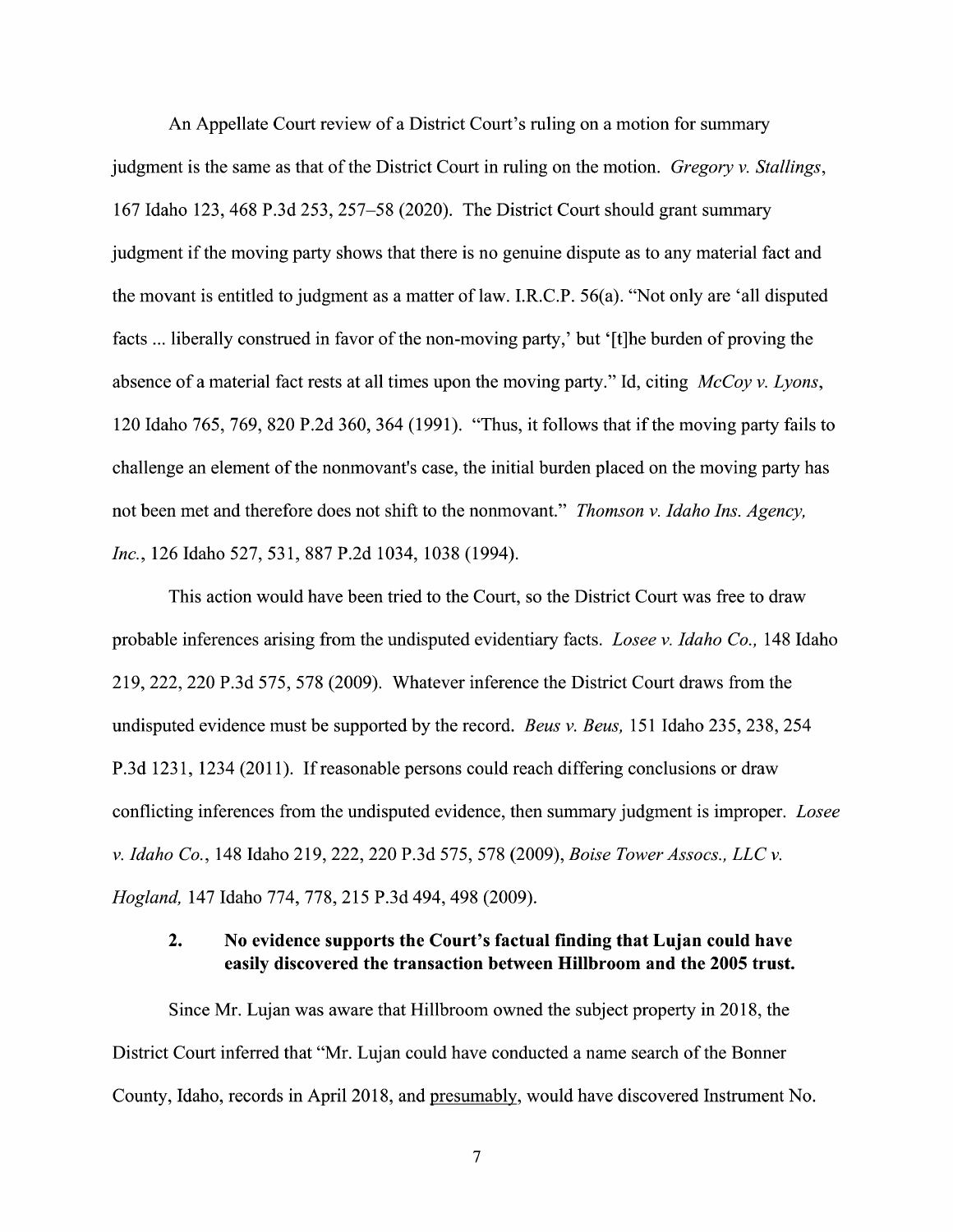An Appellate Court review of a District Court's ruling on a motion for summary judgment is the same as that of the District Court in ruling on the motion. *Gregory v. Stallings*, 167 Idaho 123, 468 P.3d 253, 257–58 (2020). The District Court should grant summary judgment if the moving party shows that there is no genuine dispute as to any material fact and the movant is entitled to judgment as a matter of law. I.R.C.P. 56(a). "Not only are 'all disputed facts ... liberally construed in favor of the non-moving party,' but '[t]he burden of proving the absence of a material fact rests at all times upon the moving party." Id, citing *McCoy v. Lyons*, 120 Idaho 765, 769, 820 P.2d 360, 364 (1991). "Thus, it follows that if the moving party fails to challenge an element of the nonmovant's case, the initial burden placed on the moving party has not been met and therefore does not shift to the nonmovant." *Thomson v. Idaho Ins. Agency, Inc.*, 126 Idaho 527, 531, 887 P.2d 1034, 1038 (1994).

This action would have been tried to the Court, so the District Court was free to draw probable inferences arising from the undisputed evidentiary facts. *Losee v. Idaho Co.,* 148 Idaho 219, 222, 220 P.3d 575, 578 (2009). Whatever inference the District Court draws from the undisputed evidence must be supported by the record. *Beus v. Beus,* 151 Idaho 235, 238, 254 P.3d 1231, 1234 (2011). If reasonable persons could reach differing conclusions or draw conflicting inferences from the undisputed evidence, then summary judgment is improper. *Losee v. Idaho Co.*, 148 Idaho 219, 222, 220 P.3d 575, 578 (2009), *Boise Tower Assocs., LLC v. Hogland,* 147 Idaho 774, 778, 215 P.3d 494, 498 (2009).

### 2. No evidence supports the Court's factual finding that Lujan could have easily discovered the transaction between Hillbroom and the 2005 trust.

Since Mr. Lujan was aware that Hillbroom owned the subject property in 2018, the District Court inferred that "Mr. Lujan could have conducted a name search of the Bonner County, Idaho, records in April 2018, and presumably, would have discovered Instrument No.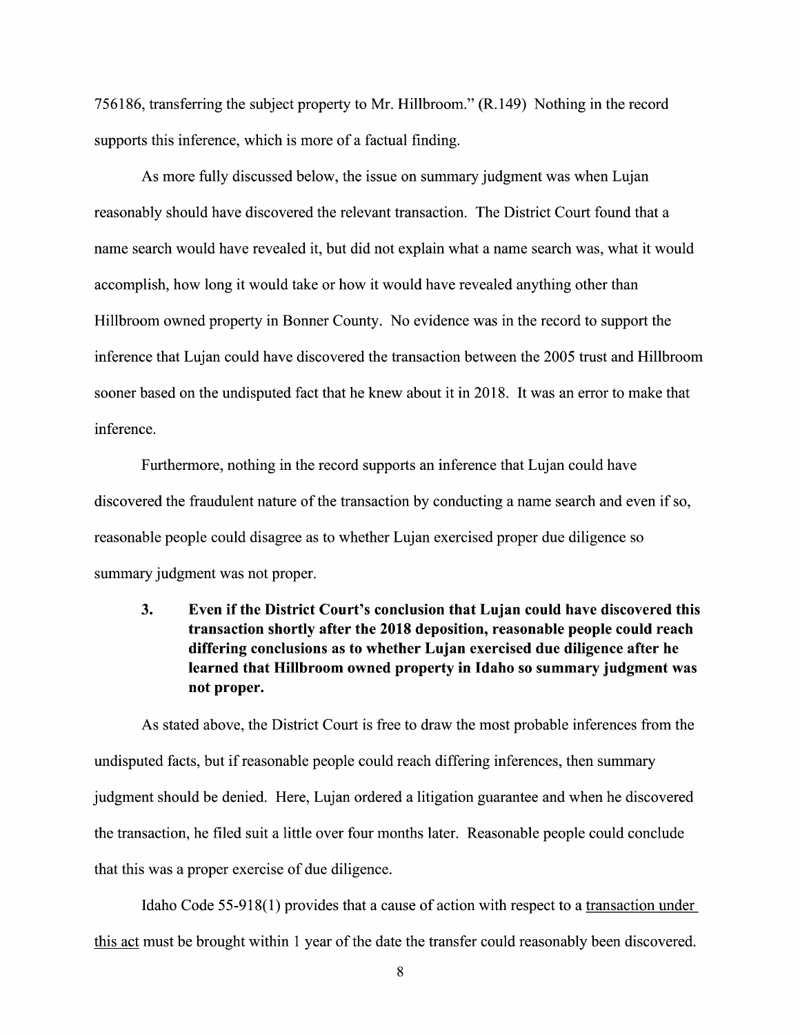756186, transferring the subject property to Mr. Hillbroom." (R.149) Nothing in the record supports this inference, which is more of a factual finding.

As more fully discussed below, the issue on summary judgment was when Lujan reasonably should have discovered the relevant transaction. The District Court found that a name search would have revealed it, but did not explain what a name search was, what it would accomplish, how long it would take or how it would have revealed anything other than Hillbroom owned property in Bonner County. No evidence was in the record to support the inference that Lujan could have discovered the transaction between the 2005 trust and Hillbroom sooner based on the undisputed fact that he knew about it in 2018. It was an error to make that inference.

Furthermore, nothing in the record supports an inference that Lujan could have discovered the fraudulent nature of the transaction by conducting a name search and even if so, reasonable people could disagree as to whether Lujan exercised proper due diligence so summary judgment was not proper.

**3. Even if the District Court's conclusion that Lujan could have discovered this transaction shortly after the 2018 deposition, reasonable people could reach differing conclusions as to whether Lujan exercised due diligence after he learned that Hillbroom owned property in Idaho so summary judgment was not proper.**

As stated above, the District Court is free to draw the most probable inferences from the undisputed facts, but if reasonable people could reach differing inferences, then summary judgment should be denied. Here, Lujan ordered a litigation guarantee and when he discovered the transaction, he filed suit a little over four months later. Reasonable people could conclude that this was a proper exercise of due diligence.

Idaho Code 55-918(1) provides that a cause of action with respect to a <u>transaction under this act</u> must be brought within 1 year of the date the transfer could reasonably been discovered.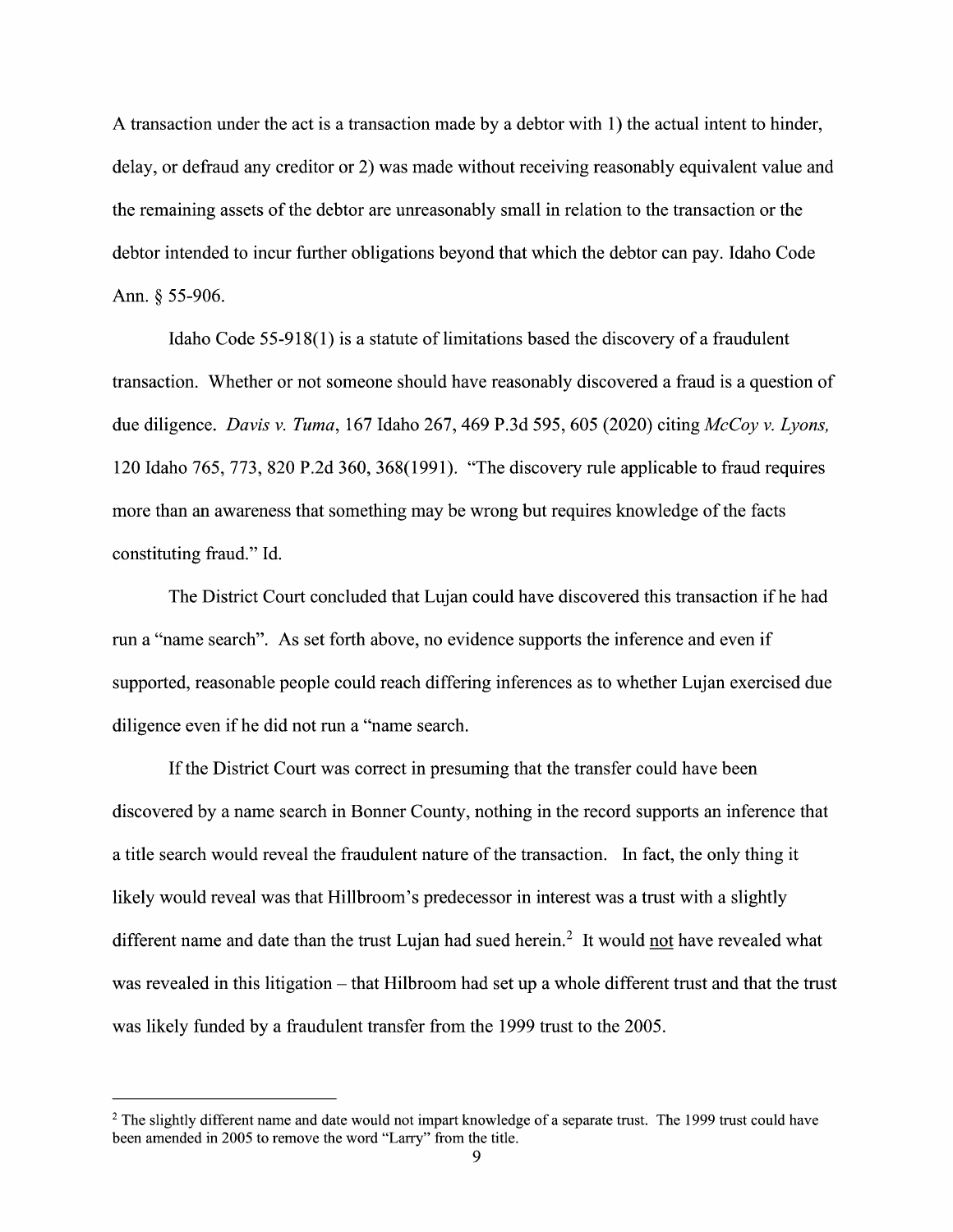A transaction under the act is a transaction made by a debtor with 1) the actual intent to hinder, delay, or defraud any creditor or 2) was made without receiving reasonably equivalent value and the remaining assets of the debtor are unreasonably small in relation to the transaction or the debtor intended to incur further obligations beyond that which the debtor can pay. Idaho Code Ann. § 55-906.

Idaho Code 55-918(1) is a statute of limitations based the discovery of a fraudulent transaction. Whether or not someone should have reasonably discovered a fraud is a question of due diligence. *Davis v. Tuma*, 167 Idaho 267, 469 P.3d 595, 605 (2020) citing *McCoy v. Lyons,* 120 Idaho 765, 773, 820 P.2d 360, 368(1991). "The discovery rule applicable to fraud requires more than an awareness that something may be wrong but requires knowledge of the facts constituting fraud." Id.

The District Court concluded that Lujan could have discovered this transaction if he had run a "name search". As set forth above, no evidence supports the inference and even if supported, reasonable people could reach differing inferences as to whether Lujan exercised due diligence even if he did not run a "name search.

If the District Court was correct in presuming that the transfer could have been discovered by a name search in Bonner County, nothing in the record supports an inference that a title search would reveal the fraudulent nature of the transaction. In fact, the only thing it likely would reveal was that Hillbroom's predecessor in interest was a trust with a slightly different name and date than the trust Lujan had sued herein.[2] It would <u>not</u> have revealed what was revealed in this litigation – that Hilbroom had set up a whole different trust and that the trust was likely funded by a fraudulent transfer from the 1999 trust to the 2005.

---

[2] The slightly different name and date would not impart knowledge of a separate trust. The 1999 trust could have been amended in 2005 to remove the word "Larry" from the title.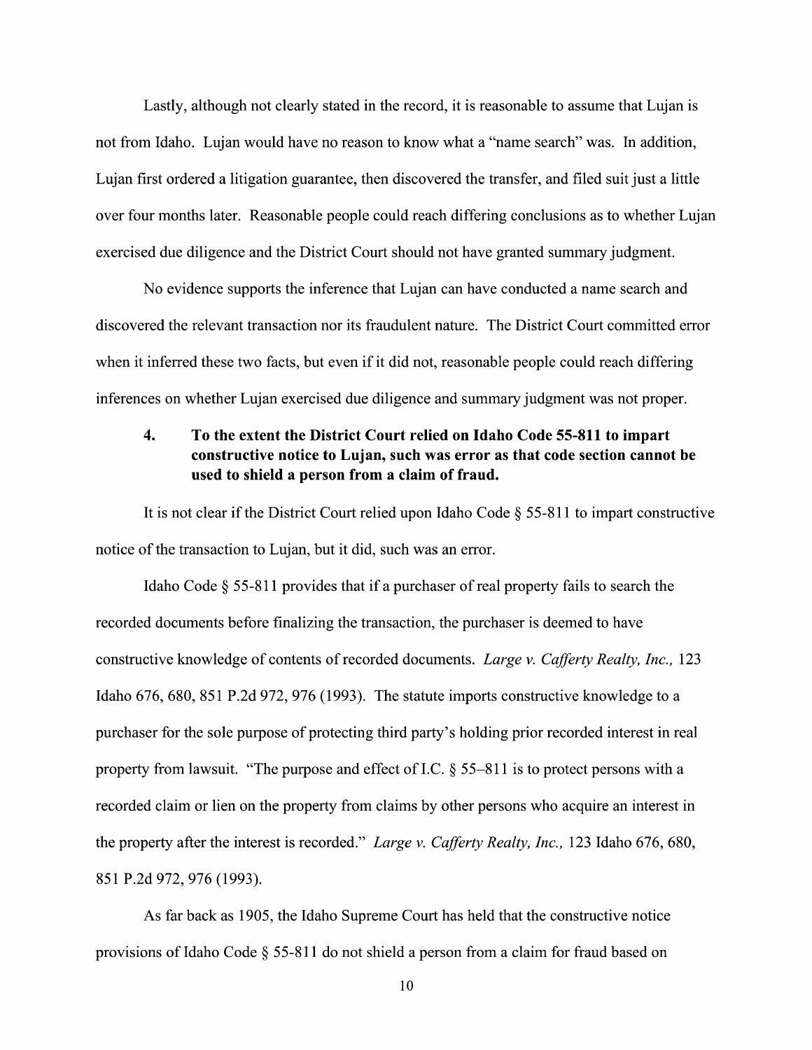Lastly, although not clearly stated in the record, it is reasonable to assume that Lujan is not from Idaho. Lujan would have no reason to know what a "name search" was. In addition, Lujan first ordered a litigation guarantee, then discovered the transfer, and filed suit just a little over four months later. Reasonable people could reach differing conclusions as to whether Lujan exercised due diligence and the District Court should not have granted summary judgment.

No evidence supports the inference that Lujan can have conducted a name search and discovered the relevant transaction nor its fraudulent nature. The District Court committed error when it inferred these two facts, but even if it did not, reasonable people could reach differing inferences on whether Lujan exercised due diligence and summary judgment was not proper.

### 4. To the extent the District Court relied on Idaho Code 55-811 to impart constructive notice to Lujan, such was error as that code section cannot be used to shield a person from a claim of fraud.

It is not clear if the District Court relied upon Idaho Code § 55-811 to impart constructive notice of the transaction to Lujan, but it did, such was an error.

Idaho Code § 55-811 provides that if a purchaser of real property fails to search the recorded documents before finalizing the transaction, the purchaser is deemed to have constructive knowledge of contents of recorded documents. *Large v. Cafferty Realty, Inc.,* 123 Idaho 676, 680, 851 P.2d 972, 976 (1993). The statute imports constructive knowledge to a purchaser for the sole purpose of protecting third party's holding prior recorded interest in real property from lawsuit. "The purpose and effect of I.C. § 55–811 is to protect persons with a recorded claim or lien on the property from claims by other persons who acquire an interest in the property after the interest is recorded." *Large v. Cafferty Realty, Inc.,* 123 Idaho 676, 680, 851 P.2d 972, 976 (1993).

As far back as 1905, the Idaho Supreme Court has held that the constructive notice provisions of Idaho Code § 55-811 do not shield a person from a claim for fraud based on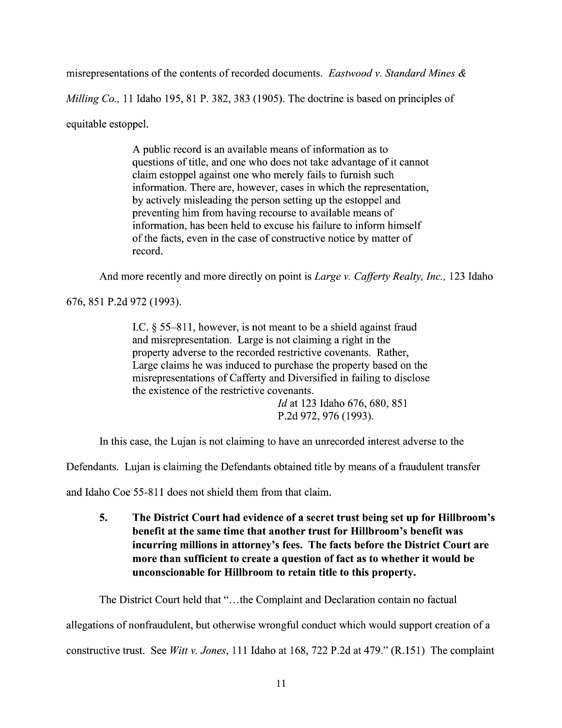misrepresentations of the contents of recorded documents. *Eastwood v. Standard Mines & Milling Co.,* 11 Idaho 195, 81 P. 382, 383 (1905). The doctrine is based on principles of equitable estoppel.

> A public record is an available means of information as to questions of title, and one who does not take advantage of it cannot claim estoppel against one who merely fails to furnish such information. There are, however, cases in which the representation, by actively misleading the person setting up the estoppel and preventing him from having recourse to available means of information, has been held to excuse his failure to inform himself of the facts, even in the case of constructive notice by matter of record.

And more recently and more directly on point is *Large v. Cafferty Realty, Inc.,* 123 Idaho 676, 851 P.2d 972 (1993).

> I.C. § 55–811, however, is not meant to be a shield against fraud and misrepresentation. Large is not claiming a right in the property adverse to the recorded restrictive covenants. Rather, Large claims he was induced to purchase the property based on the misrepresentations of Cafferty and Diversified in failing to disclose the existence of the restrictive covenants.
>
> *Id* at 123 Idaho 676, 680, 851 P.2d 972, 976 (1993).

In this case, the Lujan is not claiming to have an unrecorded interest adverse to the Defendants. Lujan is claiming the Defendants obtained title by means of a fraudulent transfer and Idaho Coe 55-811 does not shield them from that claim.

5. **The District Court had evidence of a secret trust being set up for Hillbroom's benefit at the same time that another trust for Hillbroom's benefit was incurring millions in attorney's fees. The facts before the District Court are more than sufficient to create a question of fact as to whether it would be unconscionable for Hillbroom to retain title to this property.**

The District Court held that "…the Complaint and Declaration contain no factual allegations of nonfraudulent, but otherwise wrongful conduct which would support creation of a constructive trust. See *Witt v. Jones*, 111 Idaho at 168, 722 P.2d at 479." (R.151) The complaint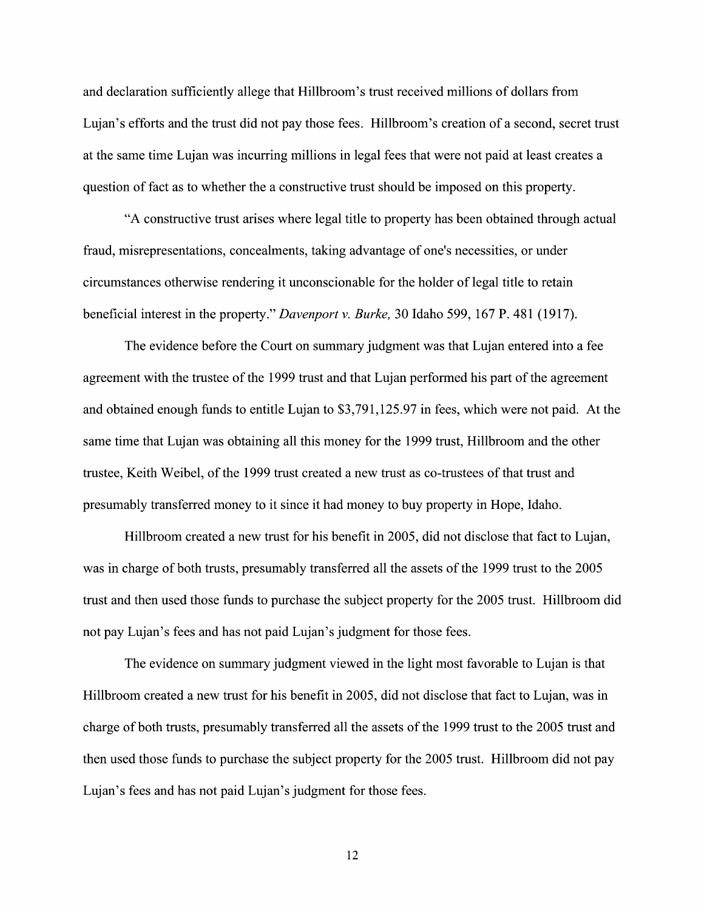and declaration sufficiently allege that Hillbroom's trust received millions of dollars from Lujan's efforts and the trust did not pay those fees. Hillbroom's creation of a second, secret trust at the same time Lujan was incurring millions in legal fees that were not paid at least creates a question of fact as to whether the a constructive trust should be imposed on this property.

"A constructive trust arises where legal title to property has been obtained through actual fraud, misrepresentations, concealments, taking advantage of one's necessities, or under circumstances otherwise rendering it unconscionable for the holder of legal title to retain beneficial interest in the property." *Davenport v. Burke,* 30 Idaho 599, 167 P. 481 (1917).

The evidence before the Court on summary judgment was that Lujan entered into a fee agreement with the trustee of the 1999 trust and that Lujan performed his part of the agreement and obtained enough funds to entitle Lujan to $3,791,125.97 in fees, which were not paid. At the same time that Lujan was obtaining all this money for the 1999 trust, Hillbroom and the other trustee, Keith Weibel, of the 1999 trust created a new trust as co-trustees of that trust and presumably transferred money to it since it had money to buy property in Hope, Idaho.

Hillbroom created a new trust for his benefit in 2005, did not disclose that fact to Lujan, was in charge of both trusts, presumably transferred all the assets of the 1999 trust to the 2005 trust and then used those funds to purchase the subject property for the 2005 trust. Hillbroom did not pay Lujan's fees and has not paid Lujan's judgment for those fees.

The evidence on summary judgment viewed in the light most favorable to Lujan is that Hillbroom created a new trust for his benefit in 2005, did not disclose that fact to Lujan, was in charge of both trusts, presumably transferred all the assets of the 1999 trust to the 2005 trust and then used those funds to purchase the subject property for the 2005 trust. Hillbroom did not pay Lujan's fees and has not paid Lujan's judgment for those fees.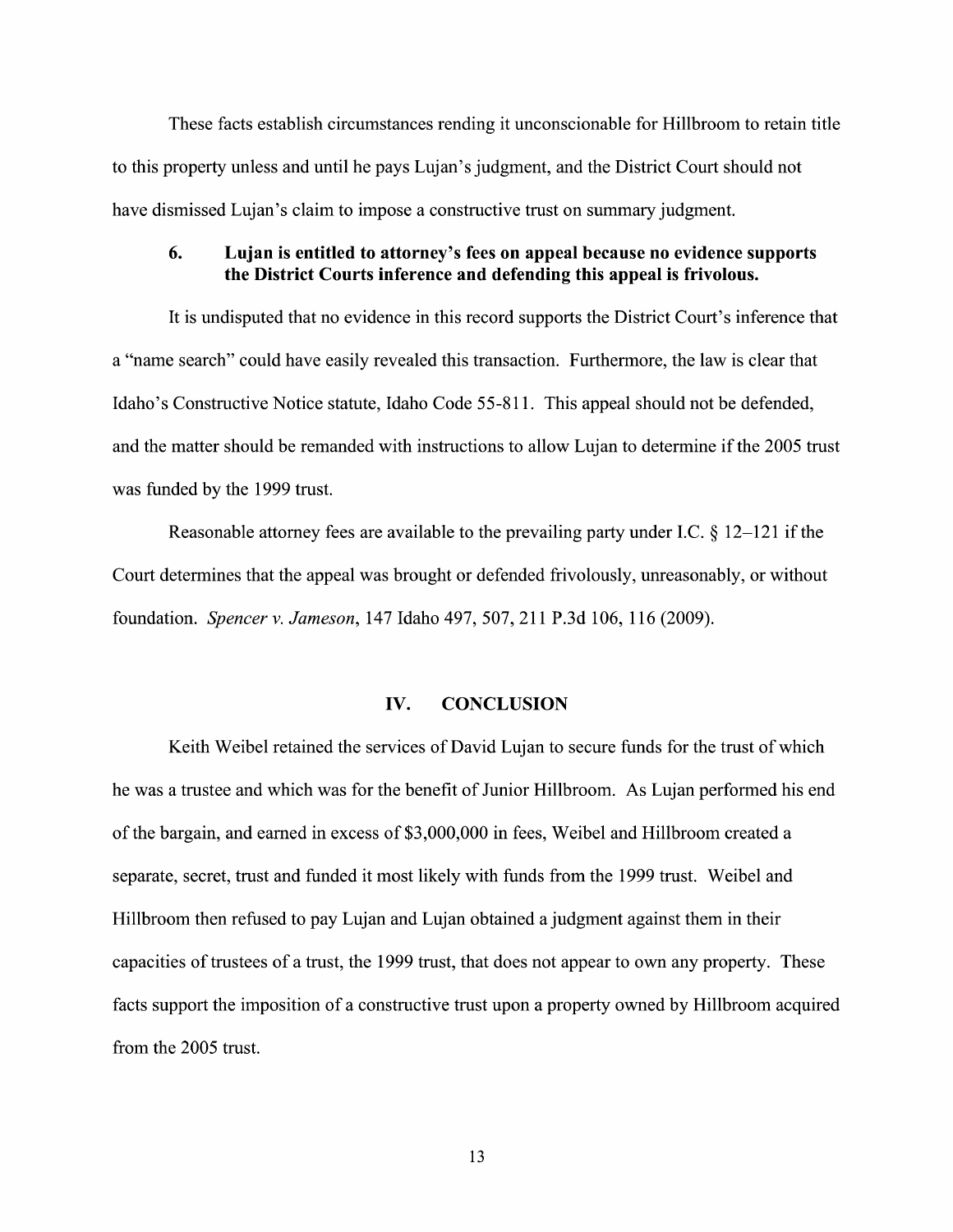These facts establish circumstances rending it unconscionable for Hillbroom to retain title to this property unless and until he pays Lujan's judgment, and the District Court should not have dismissed Lujan's claim to impose a constructive trust on summary judgment.

### 6. Lujan is entitled to attorney's fees on appeal because no evidence supports the District Courts inference and defending this appeal is frivolous.

It is undisputed that no evidence in this record supports the District Court's inference that a "name search" could have easily revealed this transaction. Furthermore, the law is clear that Idaho's Constructive Notice statute, Idaho Code 55-811. This appeal should not be defended, and the matter should be remanded with instructions to allow Lujan to determine if the 2005 trust was funded by the 1999 trust.

Reasonable attorney fees are available to the prevailing party under I.C. § 12–121 if the Court determines that the appeal was brought or defended frivolously, unreasonably, or without foundation. *Spencer v. Jameson*, 147 Idaho 497, 507, 211 P.3d 106, 116 (2009).

## IV. CONCLUSION

Keith Weibel retained the services of David Lujan to secure funds for the trust of which he was a trustee and which was for the benefit of Junior Hillbroom. As Lujan performed his end of the bargain, and earned in excess of $3,000,000 in fees, Weibel and Hillbroom created a separate, secret, trust and funded it most likely with funds from the 1999 trust. Weibel and Hillbroom then refused to pay Lujan and Lujan obtained a judgment against them in their capacities of trustees of a trust, the 1999 trust, that does not appear to own any property. These facts support the imposition of a constructive trust upon a property owned by Hillbroom acquired from the 2005 trust.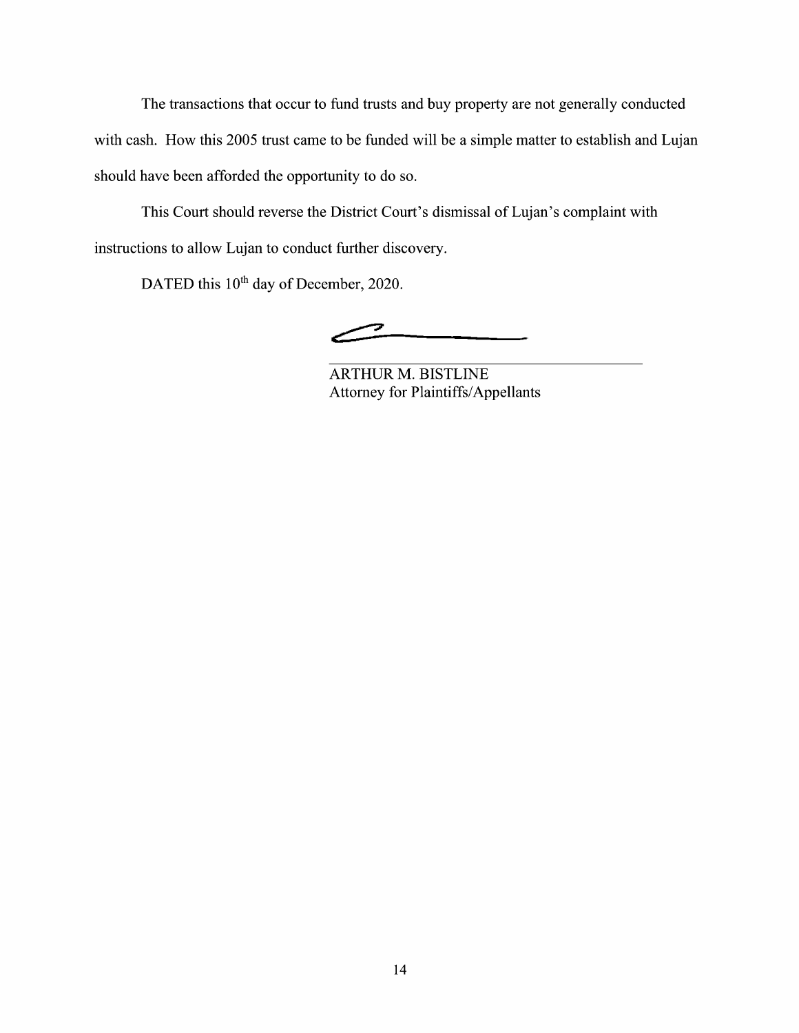The transactions that occur to fund trusts and buy property are not generally conducted with cash. How this 2005 trust came to be funded will be a simple matter to establish and Lujan should have been afforded the opportunity to do so.

This Court should reverse the District Court's dismissal of Lujan's complaint with instructions to allow Lujan to conduct further discovery.

DATED this 10th day of December, 2020.

ARTHUR M. BISTLINE
Attorney for Plaintiffs/Appellants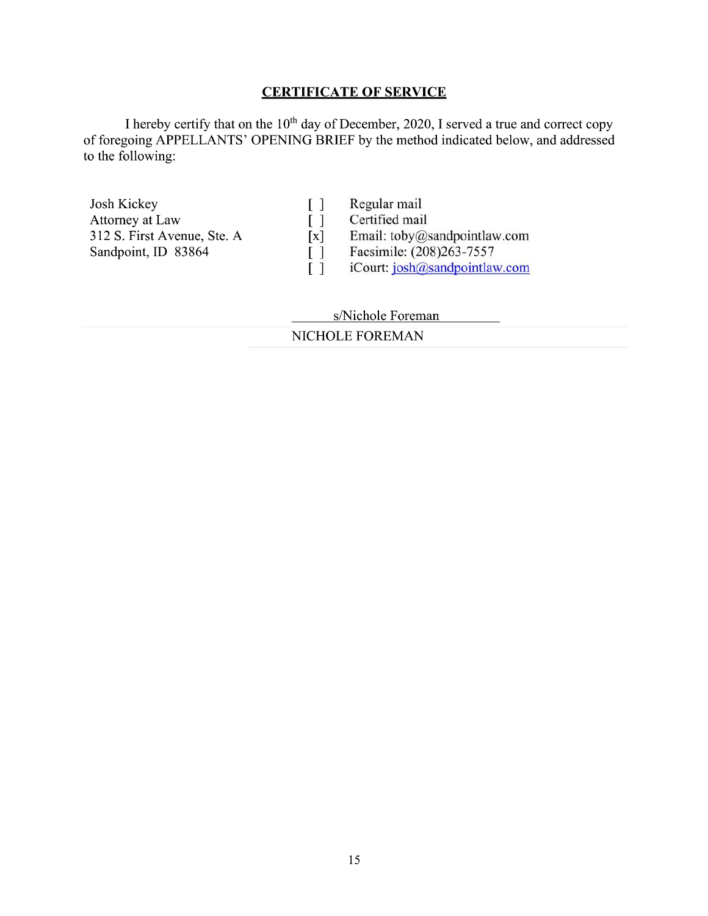## CERTIFICATE OF SERVICE

I hereby certify that on the 10th day of December, 2020, I served a true and correct copy of foregoing APPELLANTS' OPENING BRIEF by the method indicated below, and addressed to the following:

| | | |
|---|---|---|
| Josh Kickey | [ ] | Regular mail |
| Attorney at Law | [ ] | Certified mail |
| 312 S. First Avenue, Ste. A | [x] | Email: toby@sandpointlaw.com |
| Sandpoint, ID 83864 | [ ] | Facsimile: (208)263-7557 |
| | [ ] | iCourt: josh@sandpointlaw.com |

s/Nichole Foreman

NICHOLE FOREMAN